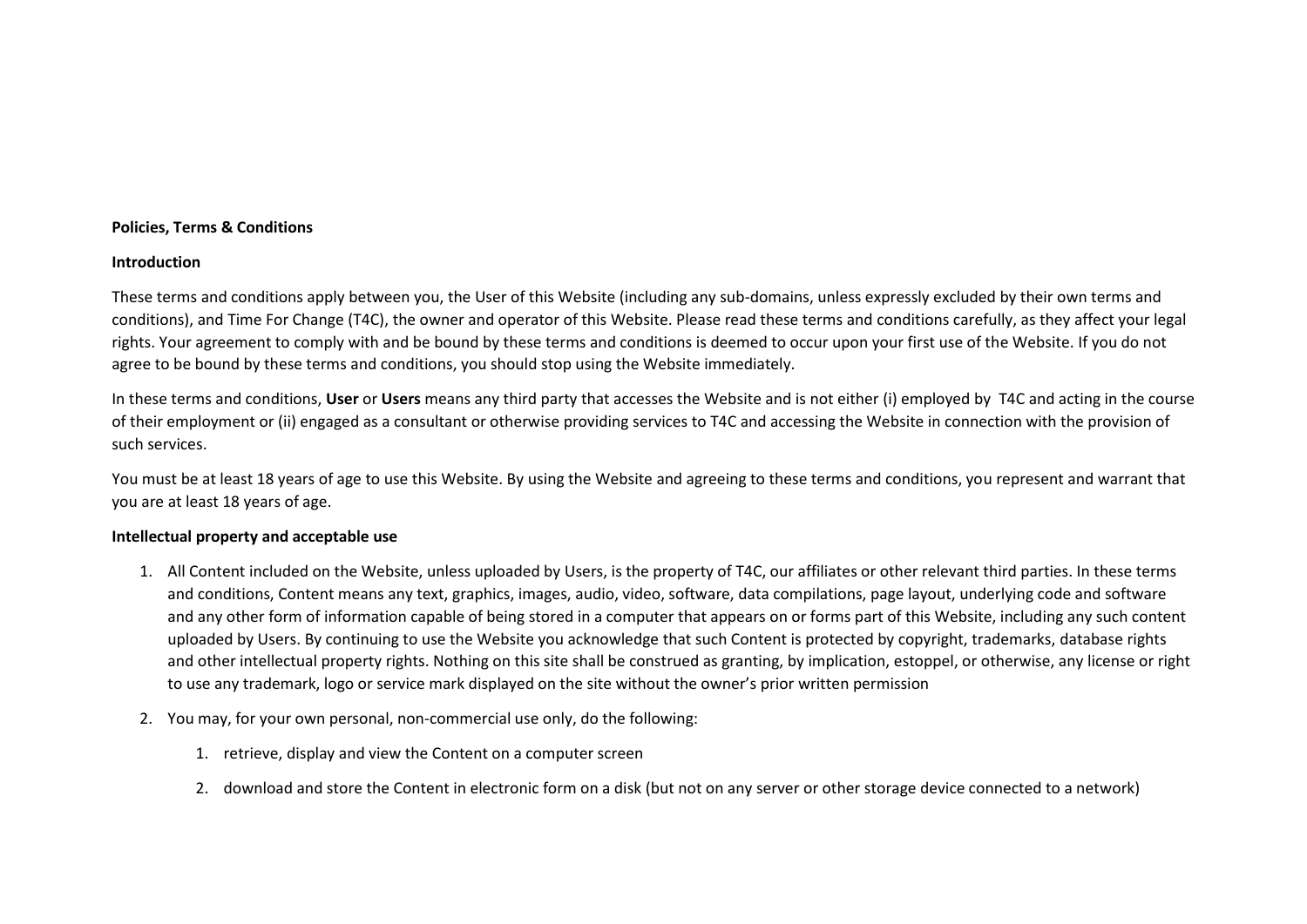**Policies, Terms & Conditions**

**Introduction**

These terms and conditions apply between you, the User of this Website (including any sub-domains, unless expressly excluded by their own terms and conditions), and Time For Change (T4C), the owner and operator of this Website. Please read these terms and conditions carefully, as they affect your legal rights. Your agreement to comply with and be bound by these terms and conditions is deemed to occur upon your first use of the Website. If you do not agree to be bound by these terms and conditions, you should stop using the Website immediately.

In these terms and conditions, **User** or **Users** means any third party that accesses the Website and is not either (i) employed by T4C and acting in the course of their employment or (ii) engaged as a consultant or otherwise providing services to T4C and accessing the Website in connection with the provision of such services.

You must be at least 18 years of age to use this Website. By using the Website and agreeing to these terms and conditions, you represent and warrant that you are at least 18 years of age.

**Intellectual property and acceptable use**

1. All Content included on the Website, unless uploaded by Users, is the property of T4C, our affiliates or other relevant third parties. In these terms and conditions, Content means any text, graphics, images, audio, video, software, data compilations, page layout, underlying code and software and any other form of information capable of being stored in a computer that appears on or forms part of this Website, including any such content uploaded by Users. By continuing to use the Website you acknowledge that such Content is protected by copyright, trademarks, database rights and other intellectual property rights. Nothing on this site shall be construed as granting, by implication, estoppel, or otherwise, any license or right to use any trademark, logo or service mark displayed on the site without the owner's prior written permission
2. You may, for your own personal, non-commercial use only, do the following:
    1. retrieve, display and view the Content on a computer screen
    2. download and store the Content in electronic form on a disk (but not on any server or other storage device connected to a network)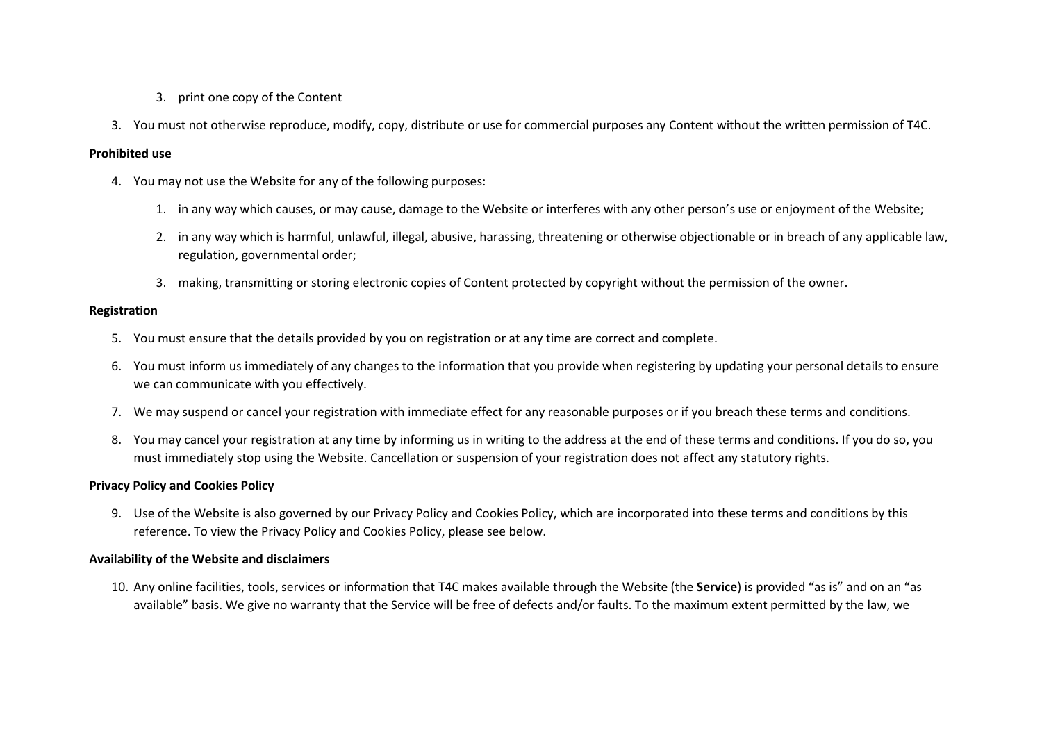3. print one copy of the Content

3. You must not otherwise reproduce, modify, copy, distribute or use for commercial purposes any Content without the written permission of T4C.

**Prohibited use**

4. You may not use the Website for any of the following purposes:

    1. in any way which causes, or may cause, damage to the Website or interferes with any other person's use or enjoyment of the Website;

    2. in any way which is harmful, unlawful, illegal, abusive, harassing, threatening or otherwise objectionable or in breach of any applicable law, regulation, governmental order;

    3. making, transmitting or storing electronic copies of Content protected by copyright without the permission of the owner.

**Registration**

5. You must ensure that the details provided by you on registration or at any time are correct and complete.

6. You must inform us immediately of any changes to the information that you provide when registering by updating your personal details to ensure we can communicate with you effectively.

7. We may suspend or cancel your registration with immediate effect for any reasonable purposes or if you breach these terms and conditions.

8. You may cancel your registration at any time by informing us in writing to the address at the end of these terms and conditions. If you do so, you must immediately stop using the Website. Cancellation or suspension of your registration does not affect any statutory rights.

**Privacy Policy and Cookies Policy**

9. Use of the Website is also governed by our Privacy Policy and Cookies Policy, which are incorporated into these terms and conditions by this reference. To view the Privacy Policy and Cookies Policy, please see below.

**Availability of the Website and disclaimers**

10. Any online facilities, tools, services or information that T4C makes available through the Website (the **Service**) is provided "as is" and on an "as available" basis. We give no warranty that the Service will be free of defects and/or faults. To the maximum extent permitted by the law, we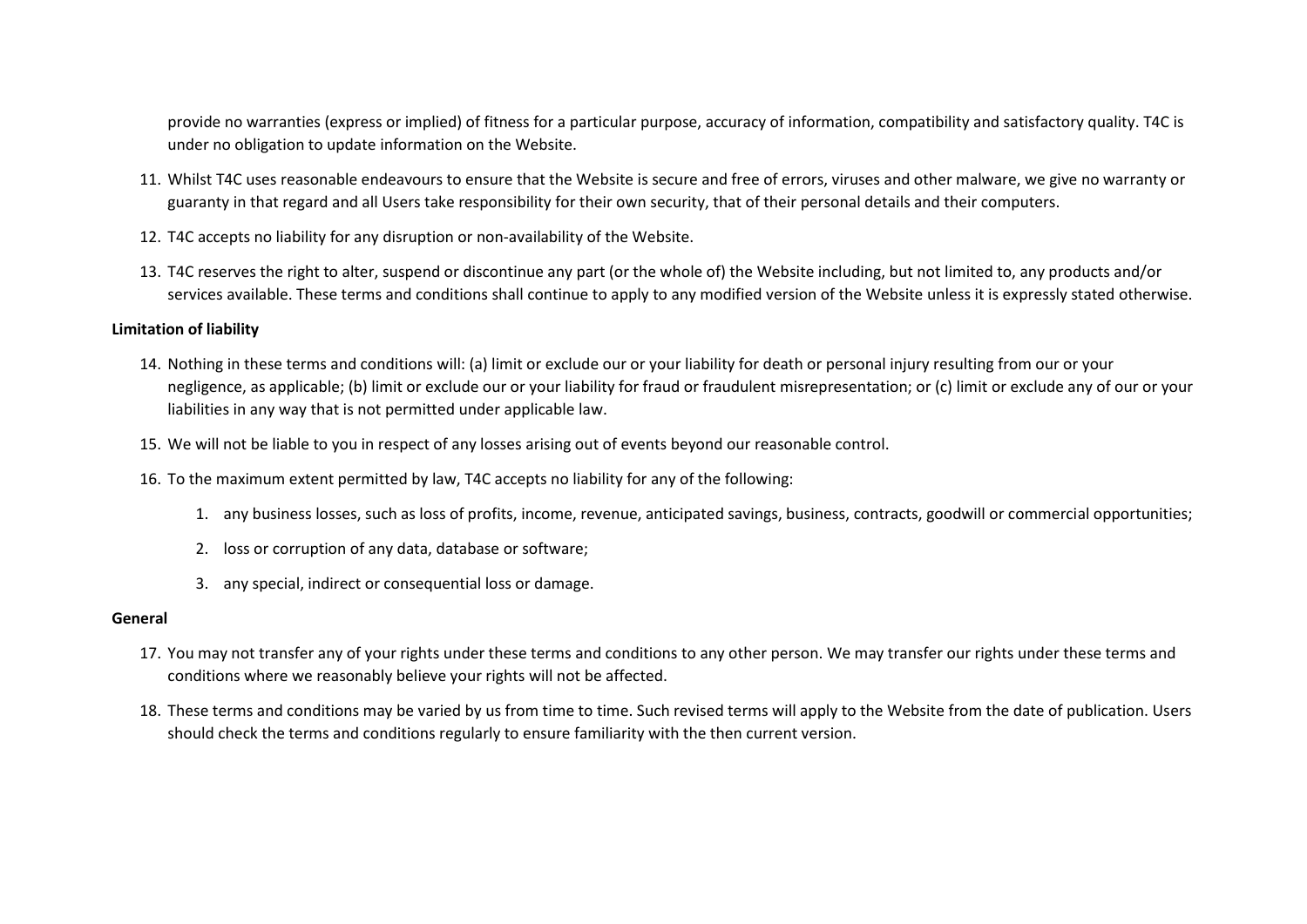provide no warranties (express or implied) of fitness for a particular purpose, accuracy of information, compatibility and satisfactory quality. T4C is under no obligation to update information on the Website.

11. Whilst T4C uses reasonable endeavours to ensure that the Website is secure and free of errors, viruses and other malware, we give no warranty or guaranty in that regard and all Users take responsibility for their own security, that of their personal details and their computers.
12. T4C accepts no liability for any disruption or non-availability of the Website.
13. T4C reserves the right to alter, suspend or discontinue any part (or the whole of) the Website including, but not limited to, any products and/or services available. These terms and conditions shall continue to apply to any modified version of the Website unless it is expressly stated otherwise.

**Limitation of liability**

14. Nothing in these terms and conditions will: (a) limit or exclude our or your liability for death or personal injury resulting from our or your negligence, as applicable; (b) limit or exclude our or your liability for fraud or fraudulent misrepresentation; or (c) limit or exclude any of our or your liabilities in any way that is not permitted under applicable law.
15. We will not be liable to you in respect of any losses arising out of events beyond our reasonable control.
16. To the maximum extent permitted by law, T4C accepts no liability for any of the following:
    1. any business losses, such as loss of profits, income, revenue, anticipated savings, business, contracts, goodwill or commercial opportunities;
    2. loss or corruption of any data, database or software;
    3. any special, indirect or consequential loss or damage.

**General**

17. You may not transfer any of your rights under these terms and conditions to any other person. We may transfer our rights under these terms and conditions where we reasonably believe your rights will not be affected.
18. These terms and conditions may be varied by us from time to time. Such revised terms will apply to the Website from the date of publication. Users should check the terms and conditions regularly to ensure familiarity with the then current version.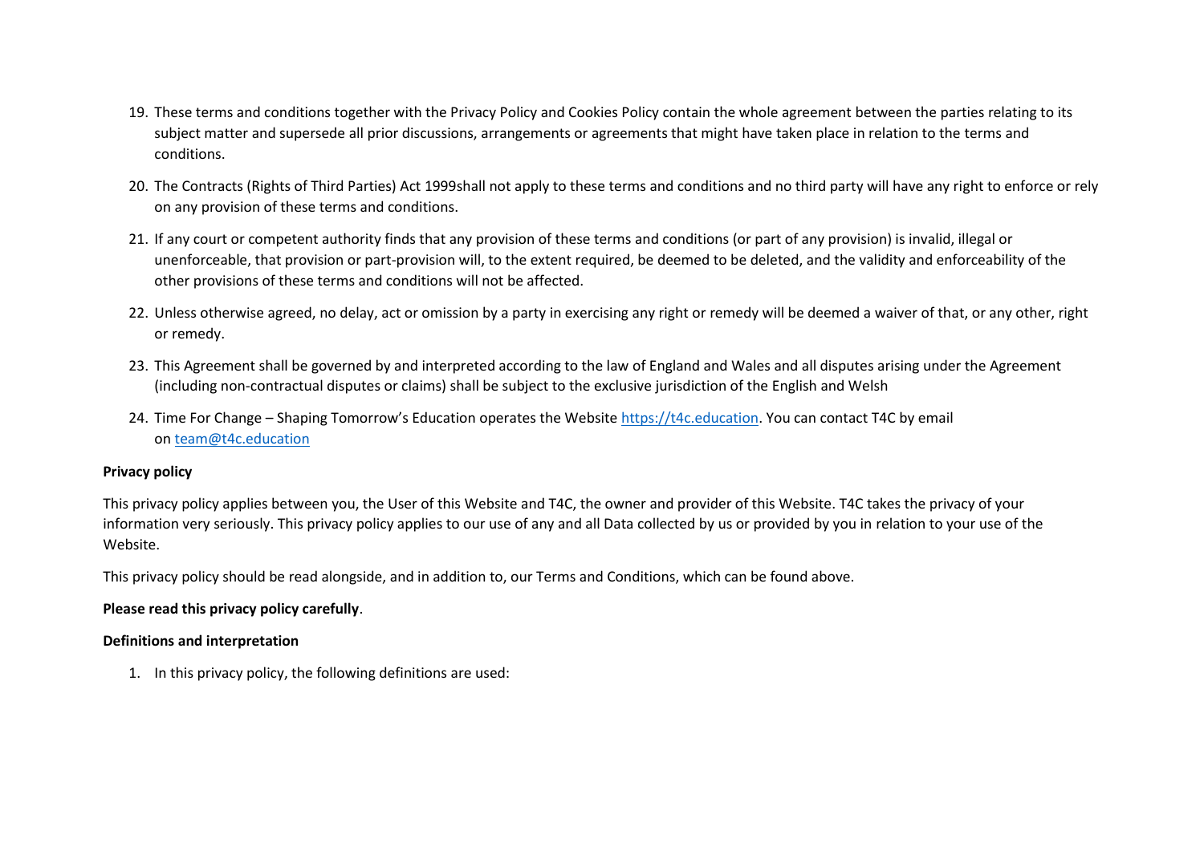19. These terms and conditions together with the Privacy Policy and Cookies Policy contain the whole agreement between the parties relating to its subject matter and supersede all prior discussions, arrangements or agreements that might have taken place in relation to the terms and conditions.
20. The Contracts (Rights of Third Parties) Act 1999shall not apply to these terms and conditions and no third party will have any right to enforce or rely on any provision of these terms and conditions.
21. If any court or competent authority finds that any provision of these terms and conditions (or part of any provision) is invalid, illegal or unenforceable, that provision or part-provision will, to the extent required, be deemed to be deleted, and the validity and enforceability of the other provisions of these terms and conditions will not be affected.
22. Unless otherwise agreed, no delay, act or omission by a party in exercising any right or remedy will be deemed a waiver of that, or any other, right or remedy.
23. This Agreement shall be governed by and interpreted according to the law of England and Wales and all disputes arising under the Agreement (including non-contractual disputes or claims) shall be subject to the exclusive jurisdiction of the English and Welsh
24. Time For Change – Shaping Tomorrow's Education operates the Website [https://t4c.education](https://t4c.education). You can contact T4C by email on [team@t4c.education](mailto:team@t4c.education)

**Privacy policy**

This privacy policy applies between you, the User of this Website and T4C, the owner and provider of this Website. T4C takes the privacy of your information very seriously. This privacy policy applies to our use of any and all Data collected by us or provided by you in relation to your use of the Website.

This privacy policy should be read alongside, and in addition to, our Terms and Conditions, which can be found above.

**Please read this privacy policy carefully**.

**Definitions and interpretation**

1. In this privacy policy, the following definitions are used: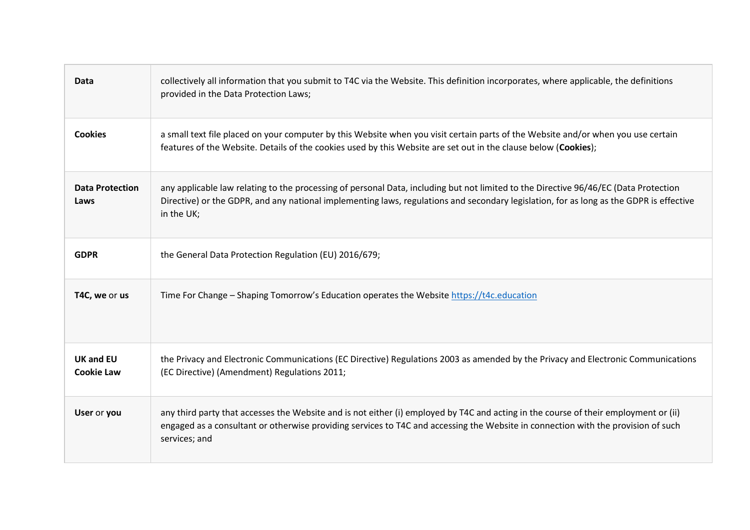| | |
|---|---|
| **Data** | collectively all information that you submit to T4C via the Website. This definition incorporates, where applicable, the definitions provided in the Data Protection Laws; |
| **Cookies** | a small text file placed on your computer by this Website when you visit certain parts of the Website and/or when you use certain features of the Website. Details of the cookies used by this Website are set out in the clause below (**Cookies**); |
| **Data Protection Laws** | any applicable law relating to the processing of personal Data, including but not limited to the Directive 96/46/EC (Data Protection Directive) or the GDPR, and any national implementing laws, regulations and secondary legislation, for as long as the GDPR is effective in the UK; |
| **GDPR** | the General Data Protection Regulation (EU) 2016/679; |
| **T4C, we** or **us** | Time For Change – Shaping Tomorrow's Education operates the Website [https://t4c.education](https://t4c.education) |
| **UK and EU Cookie Law** | the Privacy and Electronic Communications (EC Directive) Regulations 2003 as amended by the Privacy and Electronic Communications (EC Directive) (Amendment) Regulations 2011; |
| **User** or **you** | any third party that accesses the Website and is not either (i) employed by T4C and acting in the course of their employment or (ii) engaged as a consultant or otherwise providing services to T4C and accessing the Website in connection with the provision of such services; and |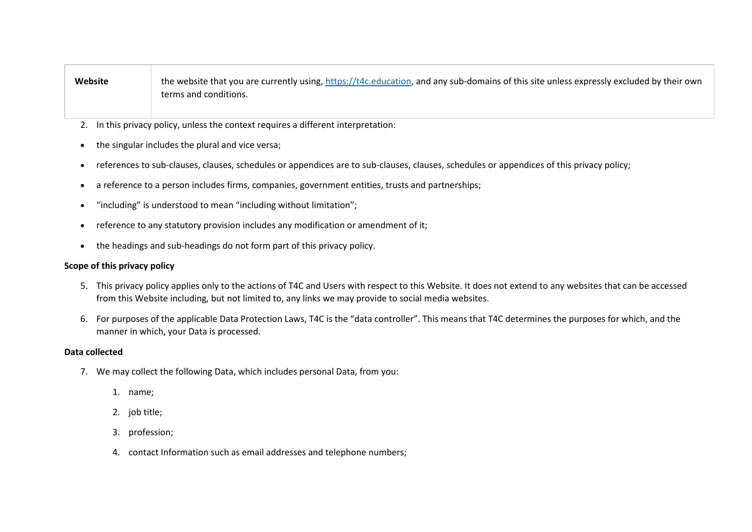| | |
|---|---|
| **Website** | the website that you are currently using, https://t4c.education, and any sub-domains of this site unless expressly excluded by their own terms and conditions. |

2. In this privacy policy, unless the context requires a different interpretation:

- the singular includes the plural and vice versa;
- references to sub-clauses, clauses, schedules or appendices are to sub-clauses, clauses, schedules or appendices of this privacy policy;
- a reference to a person includes firms, companies, government entities, trusts and partnerships;
- “including” is understood to mean “including without limitation”;
- reference to any statutory provision includes any modification or amendment of it;
- the headings and sub-headings do not form part of this privacy policy.

**Scope of this privacy policy**

5. This privacy policy applies only to the actions of T4C and Users with respect to this Website. It does not extend to any websites that can be accessed from this Website including, but not limited to, any links we may provide to social media websites.

6. For purposes of the applicable Data Protection Laws, T4C is the “data controller”. This means that T4C determines the purposes for which, and the manner in which, your Data is processed.

**Data collected**

7. We may collect the following Data, which includes personal Data, from you:

    1. name;
    2. job title;
    3. profession;
    4. contact Information such as email addresses and telephone numbers;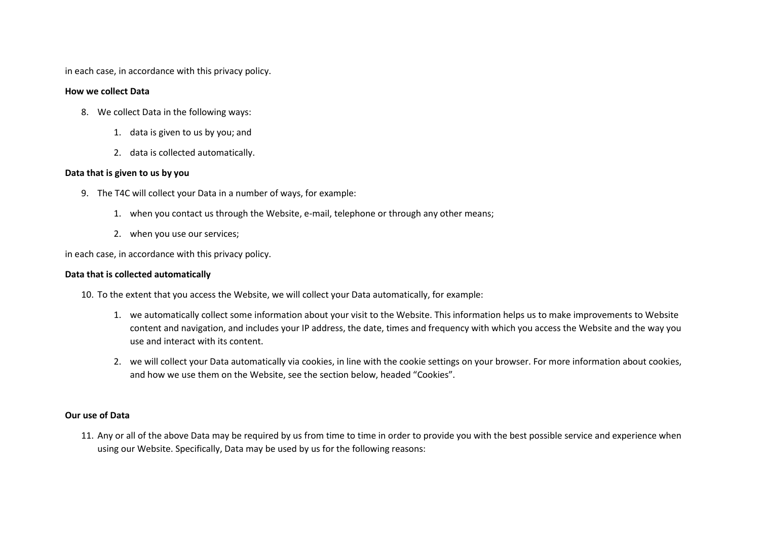in each case, in accordance with this privacy policy.

**How we collect Data**

8. We collect Data in the following ways:

    1. data is given to us by you; and

    2. data is collected automatically.

**Data that is given to us by you**

9. The T4C will collect your Data in a number of ways, for example:

    1. when you contact us through the Website, e-mail, telephone or through any other means;

    2. when you use our services;

in each case, in accordance with this privacy policy.

**Data that is collected automatically**

10. To the extent that you access the Website, we will collect your Data automatically, for example:

    1. we automatically collect some information about your visit to the Website. This information helps us to make improvements to Website content and navigation, and includes your IP address, the date, times and frequency with which you access the Website and the way you use and interact with its content.

    2. we will collect your Data automatically via cookies, in line with the cookie settings on your browser. For more information about cookies, and how we use them on the Website, see the section below, headed "Cookies".

**Our use of Data**

11. Any or all of the above Data may be required by us from time to time in order to provide you with the best possible service and experience when using our Website. Specifically, Data may be used by us for the following reasons: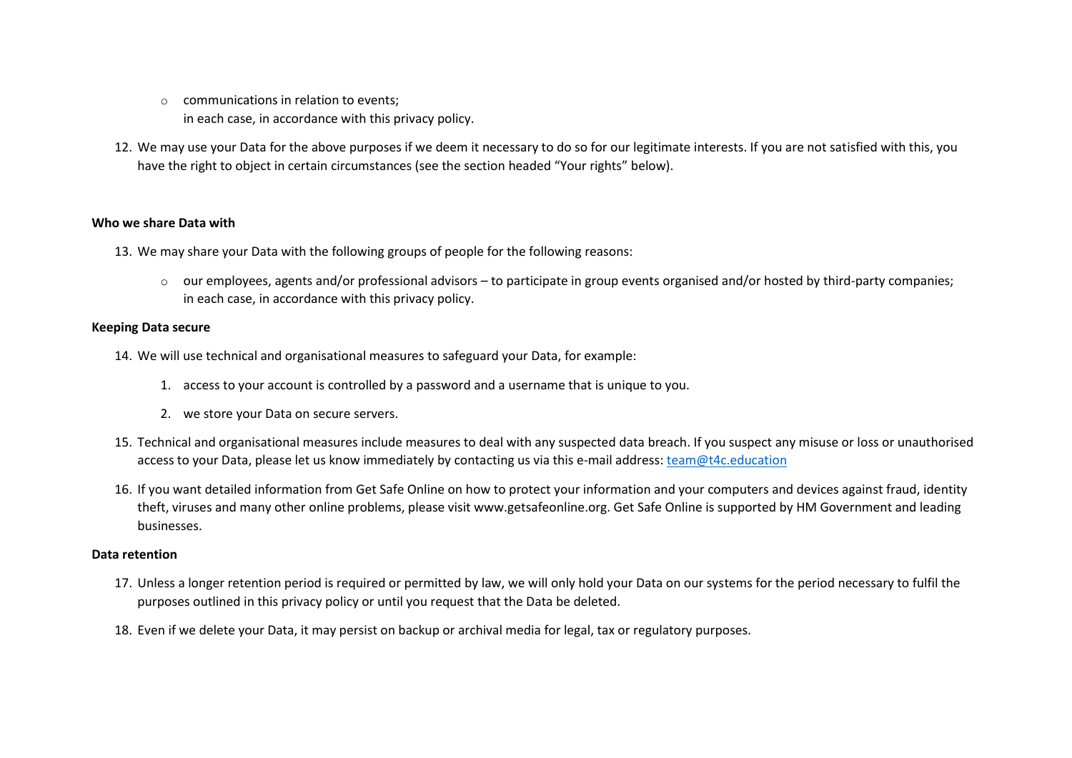- communications in relation to events;
  in each case, in accordance with this privacy policy.

12. We may use your Data for the above purposes if we deem it necessary to do so for our legitimate interests. If you are not satisfied with this, you have the right to object in certain circumstances (see the section headed "Your rights" below).

**Who we share Data with**

13. We may share your Data with the following groups of people for the following reasons:

    - our employees, agents and/or professional advisors – to participate in group events organised and/or hosted by third-party companies;
      in each case, in accordance with this privacy policy.

**Keeping Data secure**

14. We will use technical and organisational measures to safeguard your Data, for example:

    1. access to your account is controlled by a password and a username that is unique to you.
    2. we store your Data on secure servers.

15. Technical and organisational measures include measures to deal with any suspected data breach. If you suspect any misuse or loss or unauthorised access to your Data, please let us know immediately by contacting us via this e-mail address: team@t4c.education

16. If you want detailed information from Get Safe Online on how to protect your information and your computers and devices against fraud, identity theft, viruses and many other online problems, please visit www.getsafeonline.org. Get Safe Online is supported by HM Government and leading businesses.

**Data retention**

17. Unless a longer retention period is required or permitted by law, we will only hold your Data on our systems for the period necessary to fulfil the purposes outlined in this privacy policy or until you request that the Data be deleted.

18. Even if we delete your Data, it may persist on backup or archival media for legal, tax or regulatory purposes.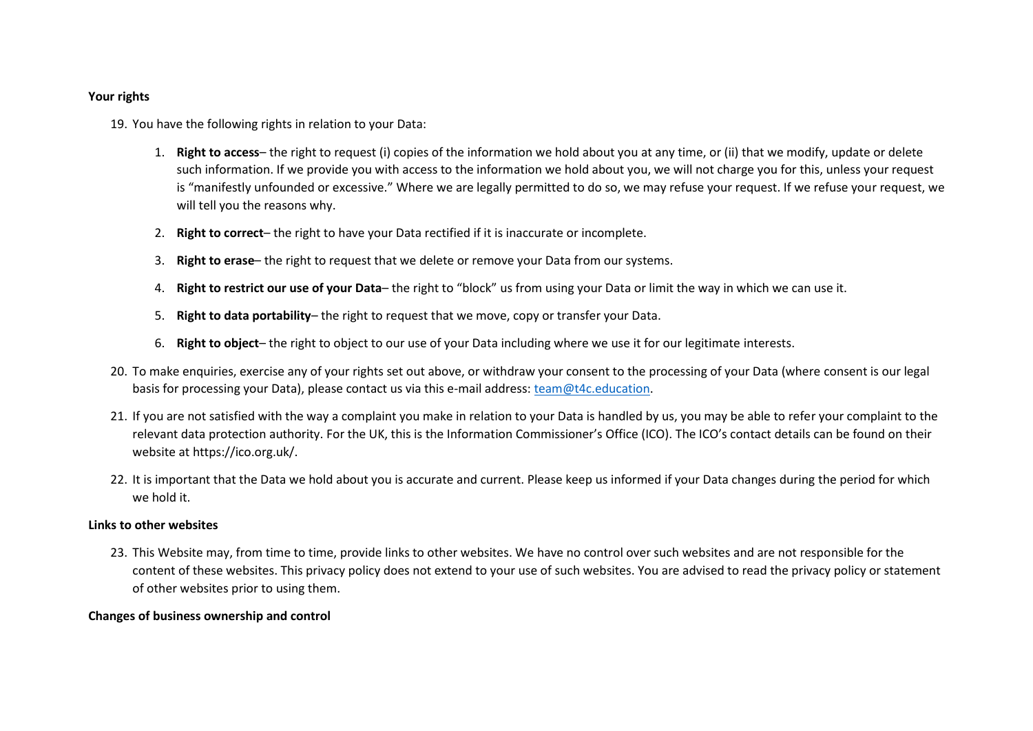**Your rights**

19. You have the following rights in relation to your Data:

    1. **Right to access**– the right to request (i) copies of the information we hold about you at any time, or (ii) that we modify, update or delete such information. If we provide you with access to the information we hold about you, we will not charge you for this, unless your request is "manifestly unfounded or excessive." Where we are legally permitted to do so, we may refuse your request. If we refuse your request, we will tell you the reasons why.

    2. **Right to correct**– the right to have your Data rectified if it is inaccurate or incomplete.

    3. **Right to erase**– the right to request that we delete or remove your Data from our systems.

    4. **Right to restrict our use of your Data**– the right to "block" us from using your Data or limit the way in which we can use it.

    5. **Right to data portability**– the right to request that we move, copy or transfer your Data.

    6. **Right to object**– the right to object to our use of your Data including where we use it for our legitimate interests.

20. To make enquiries, exercise any of your rights set out above, or withdraw your consent to the processing of your Data (where consent is our legal basis for processing your Data), please contact us via this e-mail address: team@t4c.education.

21. If you are not satisfied with the way a complaint you make in relation to your Data is handled by us, you may be able to refer your complaint to the relevant data protection authority. For the UK, this is the Information Commissioner's Office (ICO). The ICO's contact details can be found on their website at https://ico.org.uk/.

22. It is important that the Data we hold about you is accurate and current. Please keep us informed if your Data changes during the period for which we hold it.

**Links to other websites**

23. This Website may, from time to time, provide links to other websites. We have no control over such websites and are not responsible for the content of these websites. This privacy policy does not extend to your use of such websites. You are advised to read the privacy policy or statement of other websites prior to using them.

**Changes of business ownership and control**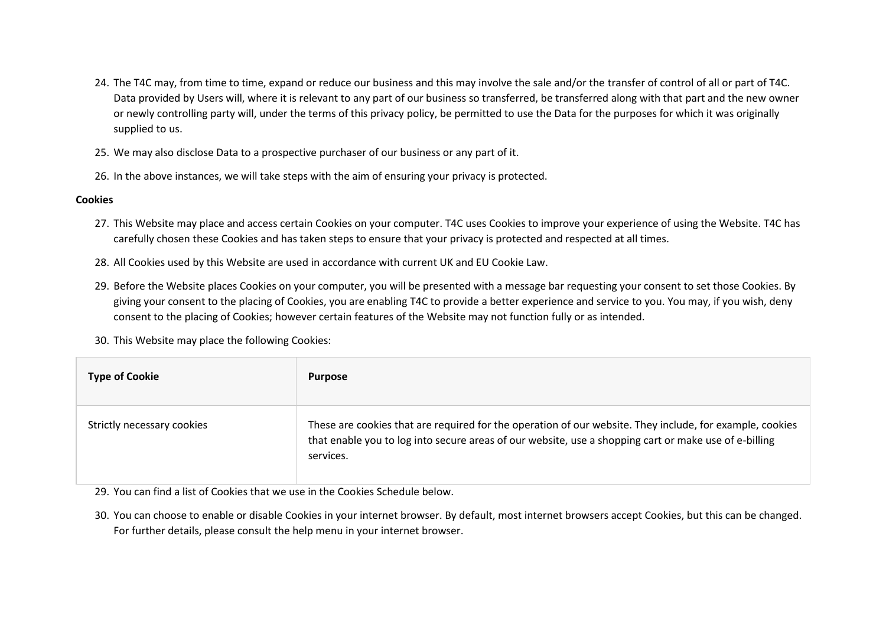24. The T4C may, from time to time, expand or reduce our business and this may involve the sale and/or the transfer of control of all or part of T4C. Data provided by Users will, where it is relevant to any part of our business so transferred, be transferred along with that part and the new owner or newly controlling party will, under the terms of this privacy policy, be permitted to use the Data for the purposes for which it was originally supplied to us.

25. We may also disclose Data to a prospective purchaser of our business or any part of it.

26. In the above instances, we will take steps with the aim of ensuring your privacy is protected.

**Cookies**

27. This Website may place and access certain Cookies on your computer. T4C uses Cookies to improve your experience of using the Website. T4C has carefully chosen these Cookies and has taken steps to ensure that your privacy is protected and respected at all times.

28. All Cookies used by this Website are used in accordance with current UK and EU Cookie Law.

29. Before the Website places Cookies on your computer, you will be presented with a message bar requesting your consent to set those Cookies. By giving your consent to the placing of Cookies, you are enabling T4C to provide a better experience and service to you. You may, if you wish, deny consent to the placing of Cookies; however certain features of the Website may not function fully or as intended.

30. This Website may place the following Cookies:

| **Type of Cookie** | **Purpose** |
|---|---|
| Strictly necessary cookies | These are cookies that are required for the operation of our website. They include, for example, cookies that enable you to log into secure areas of our website, use a shopping cart or make use of e-billing services. |

29. You can find a list of Cookies that we use in the Cookies Schedule below.

30. You can choose to enable or disable Cookies in your internet browser. By default, most internet browsers accept Cookies, but this can be changed. For further details, please consult the help menu in your internet browser.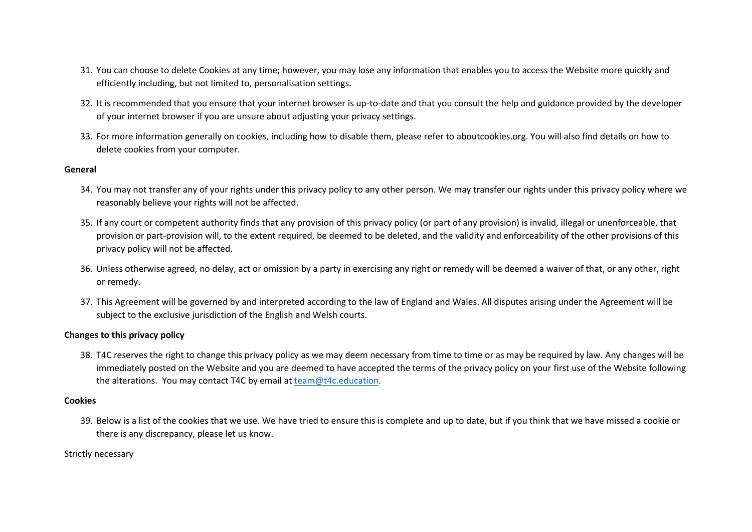31. You can choose to delete Cookies at any time; however, you may lose any information that enables you to access the Website more quickly and efficiently including, but not limited to, personalisation settings.
32. It is recommended that you ensure that your internet browser is up-to-date and that you consult the help and guidance provided by the developer of your internet browser if you are unsure about adjusting your privacy settings.
33. For more information generally on cookies, including how to disable them, please refer to aboutcookies.org. You will also find details on how to delete cookies from your computer.

**General**

34. You may not transfer any of your rights under this privacy policy to any other person. We may transfer our rights under this privacy policy where we reasonably believe your rights will not be affected.
35. If any court or competent authority finds that any provision of this privacy policy (or part of any provision) is invalid, illegal or unenforceable, that provision or part-provision will, to the extent required, be deemed to be deleted, and the validity and enforceability of the other provisions of this privacy policy will not be affected.
36. Unless otherwise agreed, no delay, act or omission by a party in exercising any right or remedy will be deemed a waiver of that, or any other, right or remedy.
37. This Agreement will be governed by and interpreted according to the law of England and Wales. All disputes arising under the Agreement will be subject to the exclusive jurisdiction of the English and Welsh courts.

**Changes to this privacy policy**

38. T4C reserves the right to change this privacy policy as we may deem necessary from time to time or as may be required by law. Any changes will be immediately posted on the Website and you are deemed to have accepted the terms of the privacy policy on your first use of the Website following the alterations. You may contact T4C by email at [team@t4c.education](mailto:team@t4c.education).

**Cookies**

39. Below is a list of the cookies that we use. We have tried to ensure this is complete and up to date, but if you think that we have missed a cookie or there is any discrepancy, please let us know.

Strictly necessary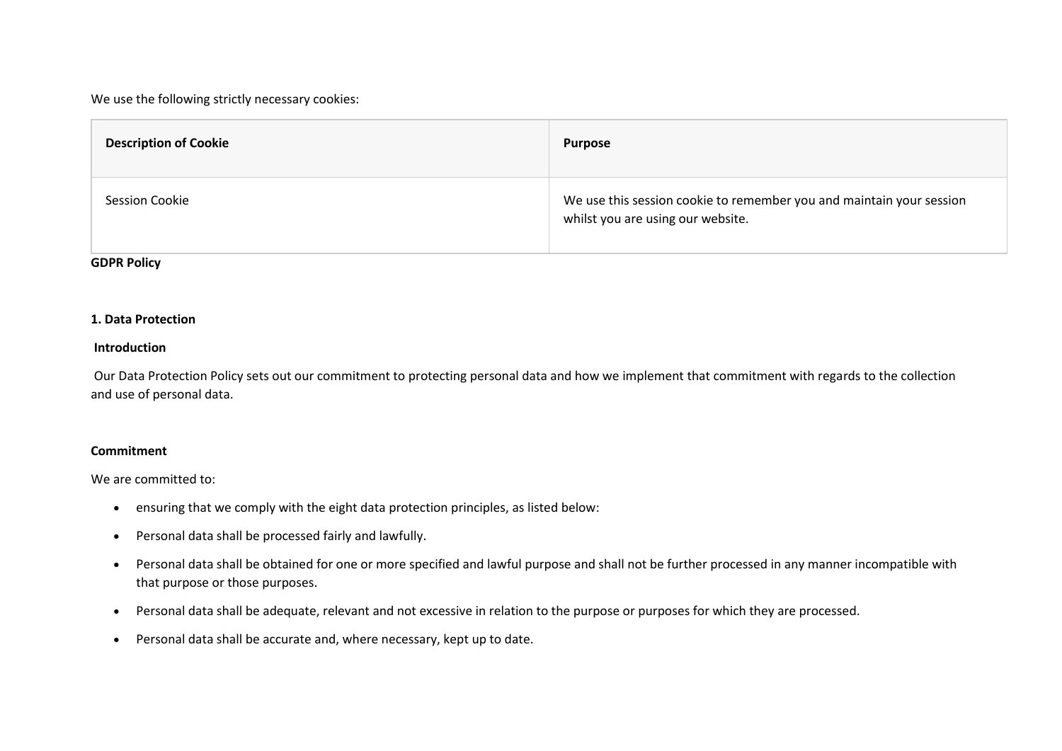We use the following strictly necessary cookies:

| Description of Cookie | Purpose |
| --- | --- |
| Session Cookie | We use this session cookie to remember you and maintain your session whilst you are using our website. |

**GDPR Policy**

**1. Data Protection**

**Introduction**

Our Data Protection Policy sets out our commitment to protecting personal data and how we implement that commitment with regards to the collection and use of personal data.

**Commitment**

We are committed to:

- ensuring that we comply with the eight data protection principles, as listed below:
- Personal data shall be processed fairly and lawfully.
- Personal data shall be obtained for one or more specified and lawful purpose and shall not be further processed in any manner incompatible with that purpose or those purposes.
- Personal data shall be adequate, relevant and not excessive in relation to the purpose or purposes for which they are processed.
- Personal data shall be accurate and, where necessary, kept up to date.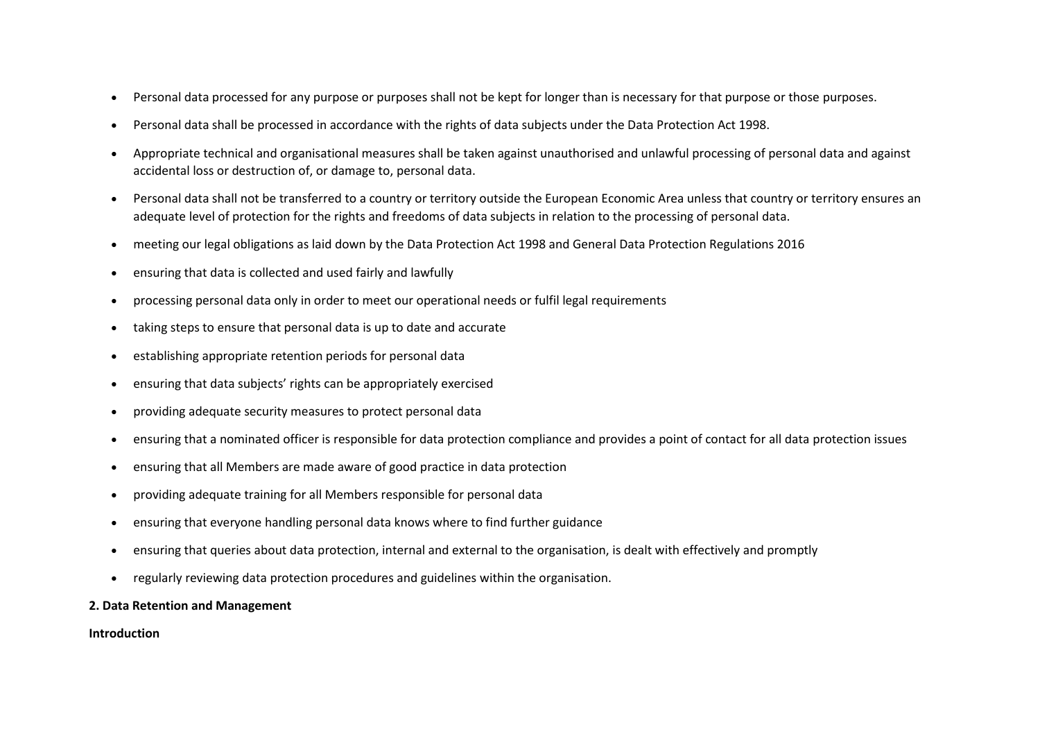- Personal data processed for any purpose or purposes shall not be kept for longer than is necessary for that purpose or those purposes.
- Personal data shall be processed in accordance with the rights of data subjects under the Data Protection Act 1998.
- Appropriate technical and organisational measures shall be taken against unauthorised and unlawful processing of personal data and against accidental loss or destruction of, or damage to, personal data.
- Personal data shall not be transferred to a country or territory outside the European Economic Area unless that country or territory ensures an adequate level of protection for the rights and freedoms of data subjects in relation to the processing of personal data.
- meeting our legal obligations as laid down by the Data Protection Act 1998 and General Data Protection Regulations 2016
- ensuring that data is collected and used fairly and lawfully
- processing personal data only in order to meet our operational needs or fulfil legal requirements
- taking steps to ensure that personal data is up to date and accurate
- establishing appropriate retention periods for personal data
- ensuring that data subjects' rights can be appropriately exercised
- providing adequate security measures to protect personal data
- ensuring that a nominated officer is responsible for data protection compliance and provides a point of contact for all data protection issues
- ensuring that all Members are made aware of good practice in data protection
- providing adequate training for all Members responsible for personal data
- ensuring that everyone handling personal data knows where to find further guidance
- ensuring that queries about data protection, internal and external to the organisation, is dealt with effectively and promptly
- regularly reviewing data protection procedures and guidelines within the organisation.

**2. Data Retention and Management**

**Introduction**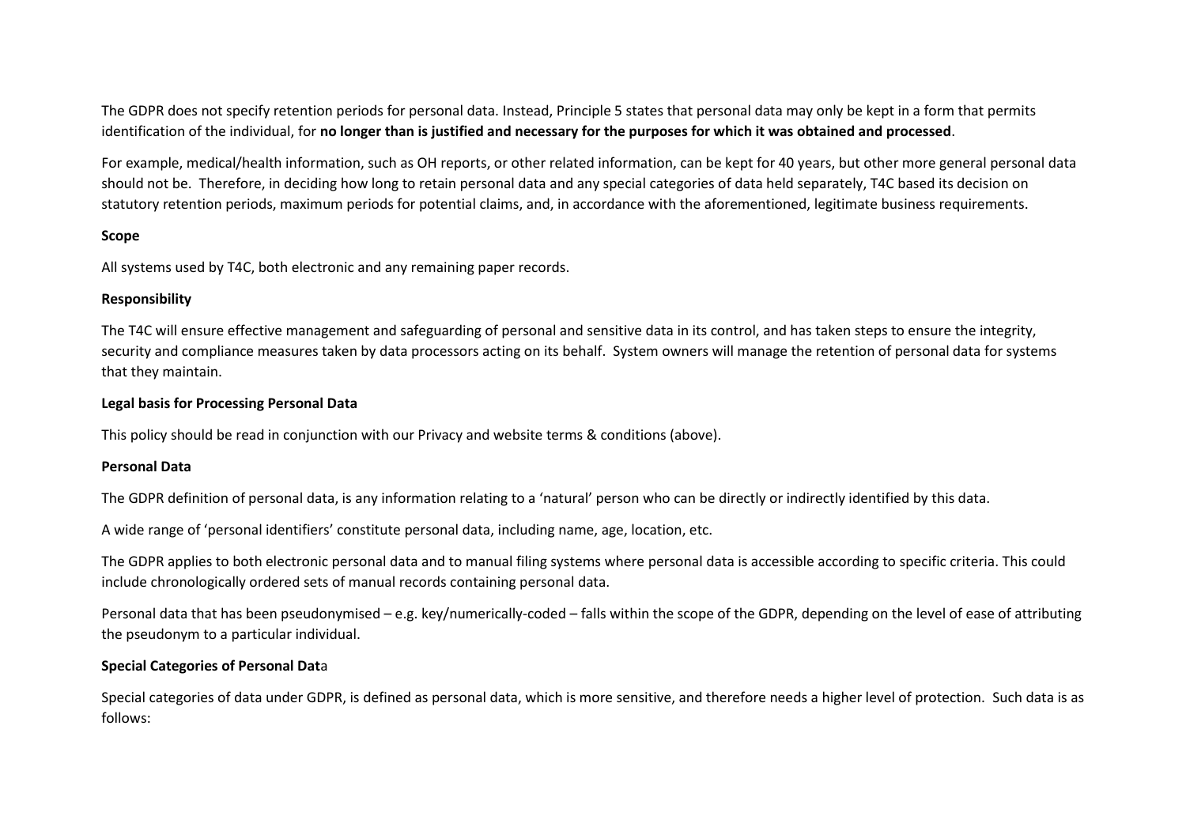The GDPR does not specify retention periods for personal data. Instead, Principle 5 states that personal data may only be kept in a form that permits identification of the individual, for **no longer than is justified and necessary for the purposes for which it was obtained and processed**.

For example, medical/health information, such as OH reports, or other related information, can be kept for 40 years, but other more general personal data should not be. Therefore, in deciding how long to retain personal data and any special categories of data held separately, T4C based its decision on statutory retention periods, maximum periods for potential claims, and, in accordance with the aforementioned, legitimate business requirements.

**Scope**

All systems used by T4C, both electronic and any remaining paper records.

**Responsibility**

The T4C will ensure effective management and safeguarding of personal and sensitive data in its control, and has taken steps to ensure the integrity, security and compliance measures taken by data processors acting on its behalf. System owners will manage the retention of personal data for systems that they maintain.

**Legal basis for Processing Personal Data**

This policy should be read in conjunction with our Privacy and website terms & conditions (above).

**Personal Data**

The GDPR definition of personal data, is any information relating to a 'natural' person who can be directly or indirectly identified by this data.

A wide range of 'personal identifiers' constitute personal data, including name, age, location, etc.

The GDPR applies to both electronic personal data and to manual filing systems where personal data is accessible according to specific criteria. This could include chronologically ordered sets of manual records containing personal data.

Personal data that has been pseudonymised – e.g. key/numerically-coded – falls within the scope of the GDPR, depending on the level of ease of attributing the pseudonym to a particular individual.

**Special Categories of Personal Dat**a

Special categories of data under GDPR, is defined as personal data, which is more sensitive, and therefore needs a higher level of protection. Such data is as follows: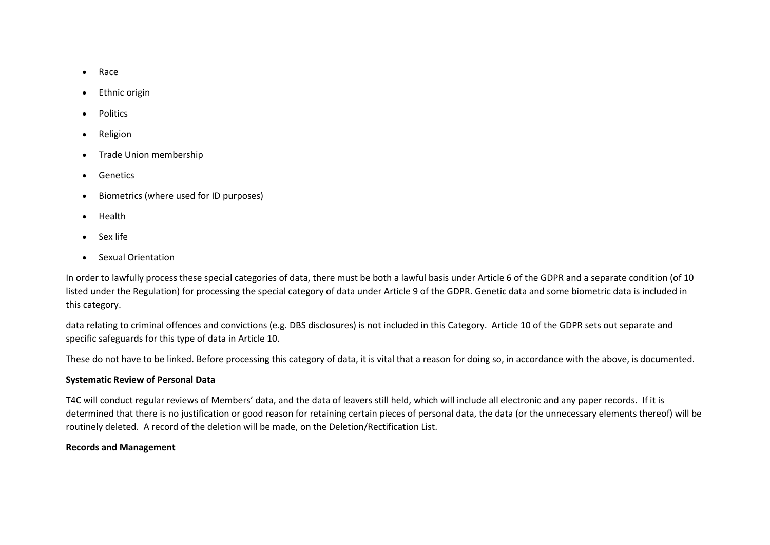- Race
- Ethnic origin
- Politics
- Religion
- Trade Union membership
- Genetics
- Biometrics (where used for ID purposes)
- Health
- Sex life
- Sexual Orientation

In order to lawfully process these special categories of data, there must be both a lawful basis under Article 6 of the GDPR and a separate condition (of 10 listed under the Regulation) for processing the special category of data under Article 9 of the GDPR. Genetic data and some biometric data is included in this category.

data relating to criminal offences and convictions (e.g. DBS disclosures) is not included in this Category. Article 10 of the GDPR sets out separate and specific safeguards for this type of data in Article 10.

These do not have to be linked. Before processing this category of data, it is vital that a reason for doing so, in accordance with the above, is documented.

**Systematic Review of Personal Data**

T4C will conduct regular reviews of Members' data, and the data of leavers still held, which will include all electronic and any paper records. If it is determined that there is no justification or good reason for retaining certain pieces of personal data, the data (or the unnecessary elements thereof) will be routinely deleted. A record of the deletion will be made, on the Deletion/Rectification List.

**Records and Management**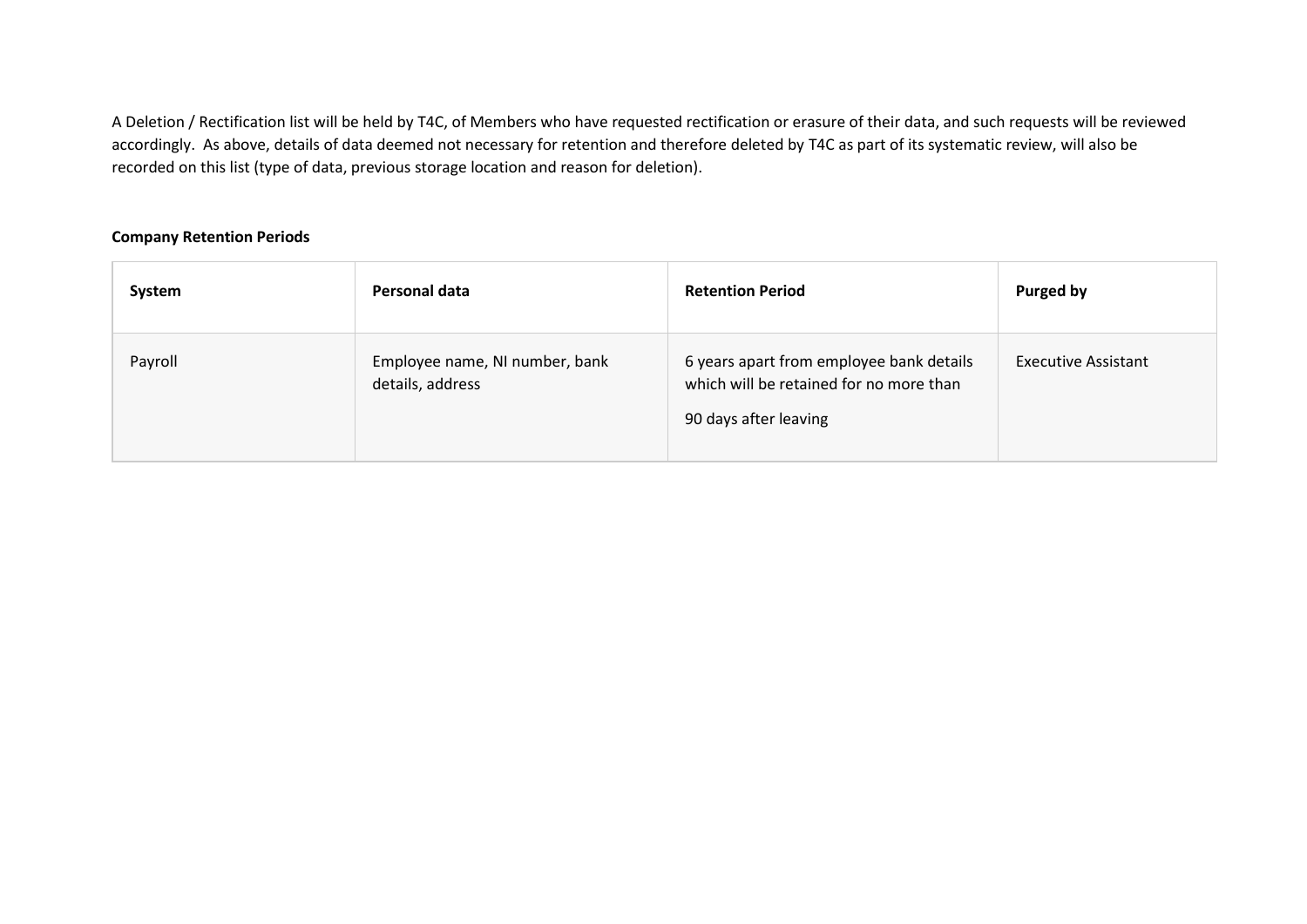A Deletion / Rectification list will be held by T4C, of Members who have requested rectification or erasure of their data, and such requests will be reviewed accordingly. As above, details of data deemed not necessary for retention and therefore deleted by T4C as part of its systematic review, will also be recorded on this list (type of data, previous storage location and reason for deletion).

**Company Retention Periods**

| System | Personal data | Retention Period | Purged by |
|---|---|---|---|
| Payroll | Employee name, NI number, bank details, address | 6 years apart from employee bank details which will be retained for no more than 90 days after leaving | Executive Assistant |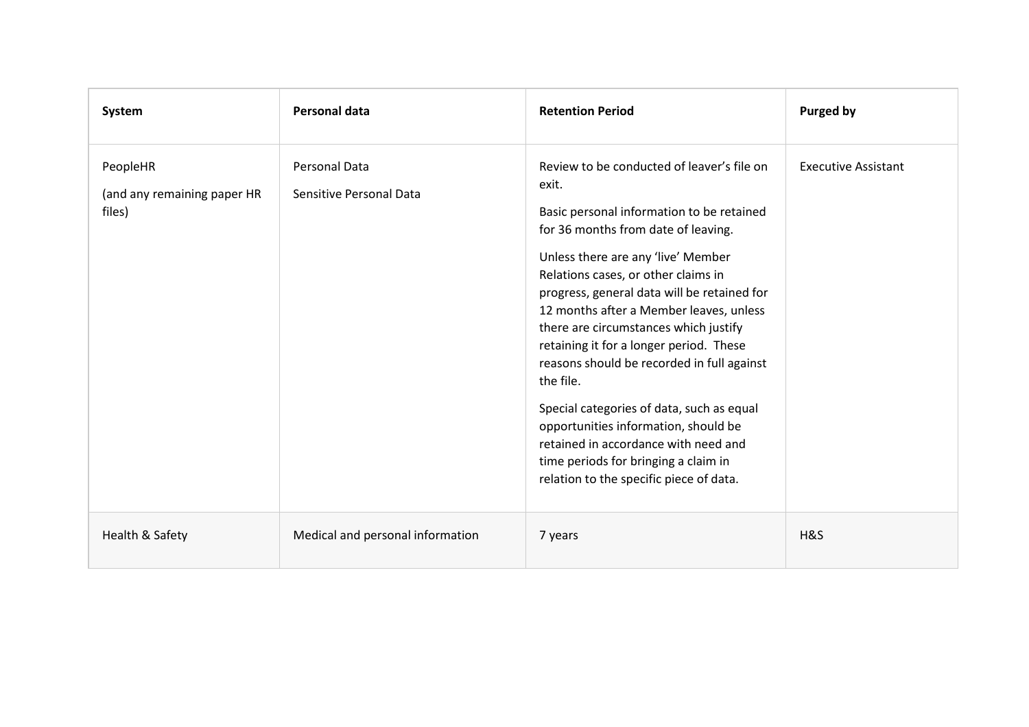| System | Personal data | Retention Period | Purged by |
| --- | --- | --- | --- |
| PeopleHR<br>(and any remaining paper HR files) | Personal Data<br>Sensitive Personal Data | Review to be conducted of leaver's file on exit.<br>Basic personal information to be retained for 36 months from date of leaving.<br>Unless there are any 'live' Member Relations cases, or other claims in progress, general data will be retained for 12 months after a Member leaves, unless there are circumstances which justify retaining it for a longer period. These reasons should be recorded in full against the file.<br>Special categories of data, such as equal opportunities information, should be retained in accordance with need and time periods for bringing a claim in relation to the specific piece of data. | Executive Assistant |
| Health & Safety | Medical and personal information | 7 years | H&S |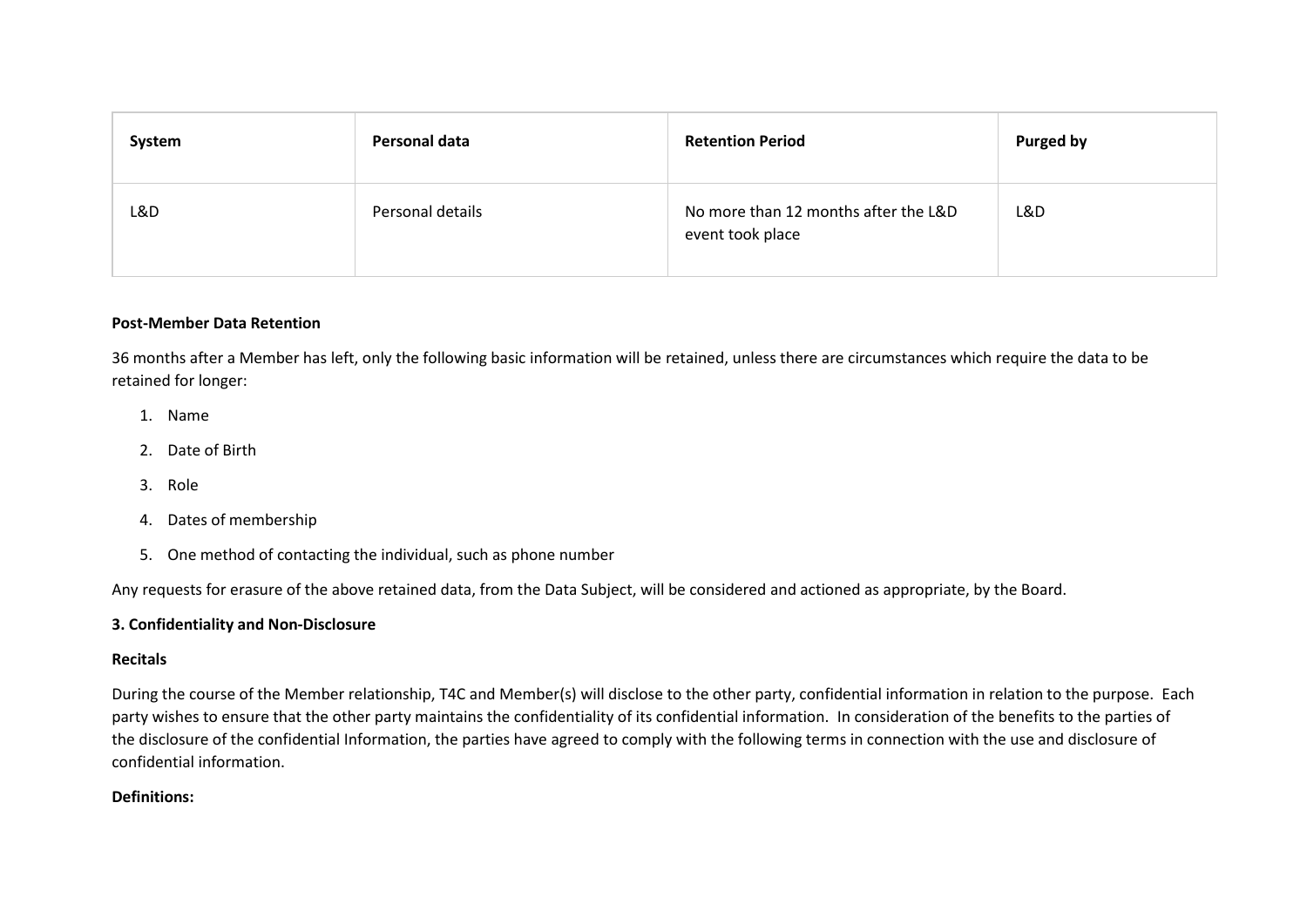| System | Personal data | Retention Period | Purged by |
|---|---|---|---|
| L&D | Personal details | No more than 12 months after the L&D event took place | L&D |

**Post-Member Data Retention**

36 months after a Member has left, only the following basic information will be retained, unless there are circumstances which require the data to be retained for longer:

1. Name
2. Date of Birth
3. Role
4. Dates of membership
5. One method of contacting the individual, such as phone number

Any requests for erasure of the above retained data, from the Data Subject, will be considered and actioned as appropriate, by the Board.

**3. Confidentiality and Non-Disclosure**

**Recitals**

During the course of the Member relationship, T4C and Member(s) will disclose to the other party, confidential information in relation to the purpose. Each party wishes to ensure that the other party maintains the confidentiality of its confidential information. In consideration of the benefits to the parties of the disclosure of the confidential Information, the parties have agreed to comply with the following terms in connection with the use and disclosure of confidential information.

**Definitions:**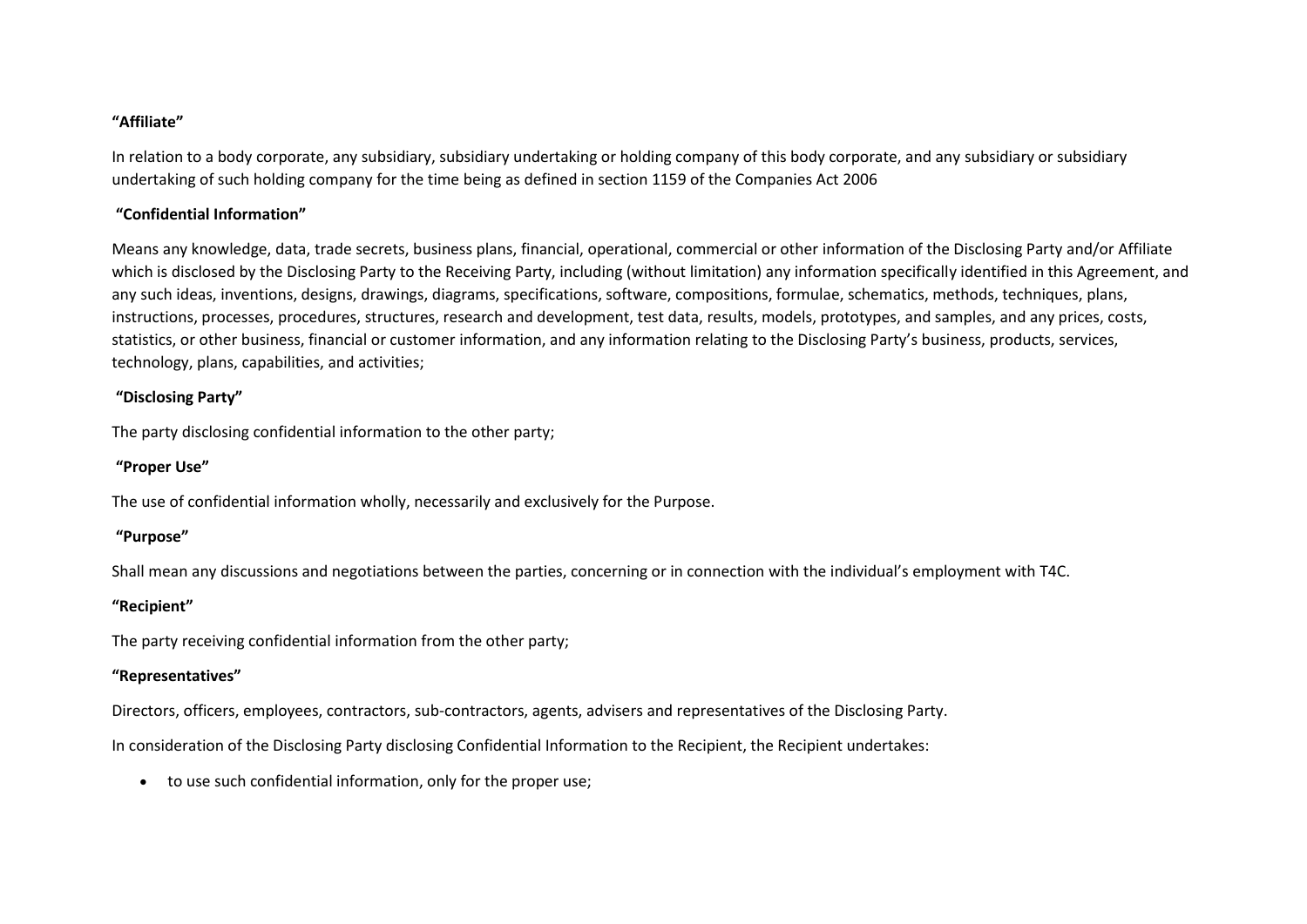**“Affiliate”**

In relation to a body corporate, any subsidiary, subsidiary undertaking or holding company of this body corporate, and any subsidiary or subsidiary undertaking of such holding company for the time being as defined in section 1159 of the Companies Act 2006

**“Confidential Information”**

Means any knowledge, data, trade secrets, business plans, financial, operational, commercial or other information of the Disclosing Party and/or Affiliate which is disclosed by the Disclosing Party to the Receiving Party, including (without limitation) any information specifically identified in this Agreement, and any such ideas, inventions, designs, drawings, diagrams, specifications, software, compositions, formulae, schematics, methods, techniques, plans, instructions, processes, procedures, structures, research and development, test data, results, models, prototypes, and samples, and any prices, costs, statistics, or other business, financial or customer information, and any information relating to the Disclosing Party’s business, products, services, technology, plans, capabilities, and activities;

**“Disclosing Party”**

The party disclosing confidential information to the other party;

**“Proper Use”**

The use of confidential information wholly, necessarily and exclusively for the Purpose.

**“Purpose”**

Shall mean any discussions and negotiations between the parties, concerning or in connection with the individual’s employment with T4C.

**“Recipient”**

The party receiving confidential information from the other party;

**“Representatives”**

Directors, officers, employees, contractors, sub-contractors, agents, advisers and representatives of the Disclosing Party.

In consideration of the Disclosing Party disclosing Confidential Information to the Recipient, the Recipient undertakes:

- to use such confidential information, only for the proper use;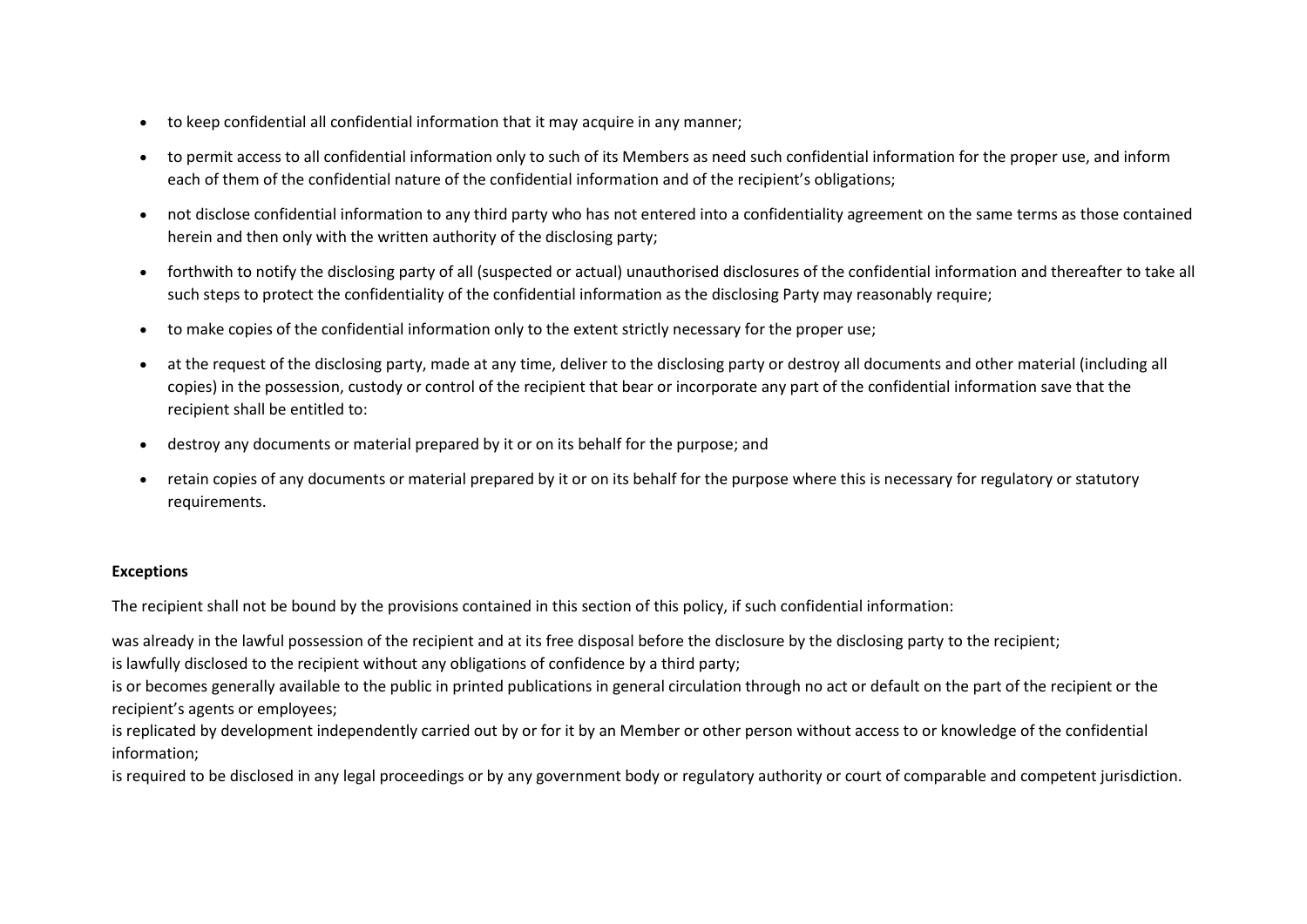- to keep confidential all confidential information that it may acquire in any manner;
- to permit access to all confidential information only to such of its Members as need such confidential information for the proper use, and inform each of them of the confidential nature of the confidential information and of the recipient's obligations;
- not disclose confidential information to any third party who has not entered into a confidentiality agreement on the same terms as those contained herein and then only with the written authority of the disclosing party;
- forthwith to notify the disclosing party of all (suspected or actual) unauthorised disclosures of the confidential information and thereafter to take all such steps to protect the confidentiality of the confidential information as the disclosing Party may reasonably require;
- to make copies of the confidential information only to the extent strictly necessary for the proper use;
- at the request of the disclosing party, made at any time, deliver to the disclosing party or destroy all documents and other material (including all copies) in the possession, custody or control of the recipient that bear or incorporate any part of the confidential information save that the recipient shall be entitled to:
- destroy any documents or material prepared by it or on its behalf for the purpose; and
- retain copies of any documents or material prepared by it or on its behalf for the purpose where this is necessary for regulatory or statutory requirements.

**Exceptions**

The recipient shall not be bound by the provisions contained in this section of this policy, if such confidential information:

was already in the lawful possession of the recipient and at its free disposal before the disclosure by the disclosing party to the recipient;
is lawfully disclosed to the recipient without any obligations of confidence by a third party;
is or becomes generally available to the public in printed publications in general circulation through no act or default on the part of the recipient or the recipient's agents or employees;
is replicated by development independently carried out by or for it by an Member or other person without access to or knowledge of the confidential information;
is required to be disclosed in any legal proceedings or by any government body or regulatory authority or court of comparable and competent jurisdiction.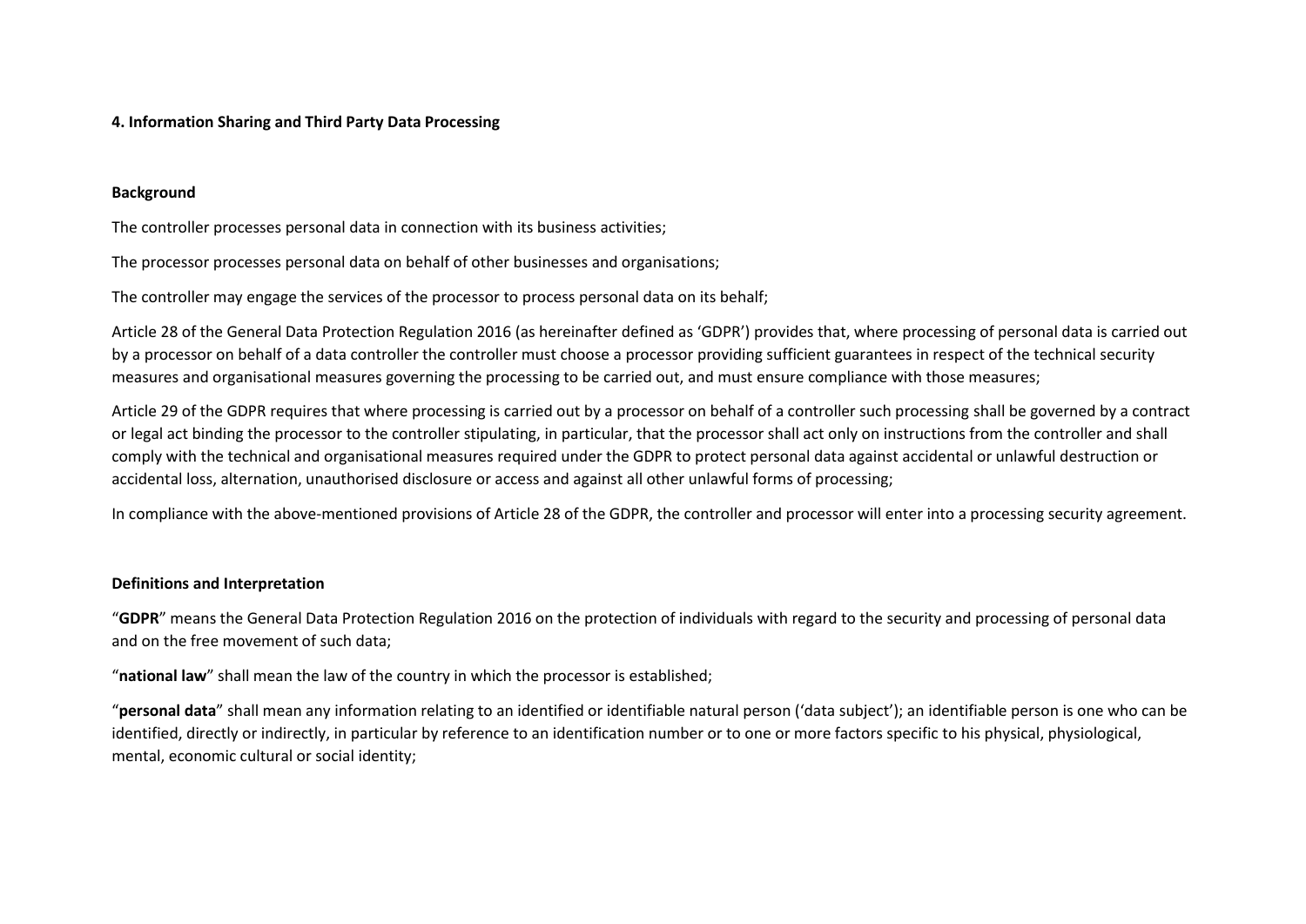## 4. Information Sharing and Third Party Data Processing

### Background

The controller processes personal data in connection with its business activities;

The processor processes personal data on behalf of other businesses and organisations;

The controller may engage the services of the processor to process personal data on its behalf;

Article 28 of the General Data Protection Regulation 2016 (as hereinafter defined as 'GDPR') provides that, where processing of personal data is carried out by a processor on behalf of a data controller the controller must choose a processor providing sufficient guarantees in respect of the technical security measures and organisational measures governing the processing to be carried out, and must ensure compliance with those measures;

Article 29 of the GDPR requires that where processing is carried out by a processor on behalf of a controller such processing shall be governed by a contract or legal act binding the processor to the controller stipulating, in particular, that the processor shall act only on instructions from the controller and shall comply with the technical and organisational measures required under the GDPR to protect personal data against accidental or unlawful destruction or accidental loss, alternation, unauthorised disclosure or access and against all other unlawful forms of processing;

In compliance with the above-mentioned provisions of Article 28 of the GDPR, the controller and processor will enter into a processing security agreement.

### Definitions and Interpretation

"**GDPR**" means the General Data Protection Regulation 2016 on the protection of individuals with regard to the security and processing of personal data and on the free movement of such data;

"**national law**" shall mean the law of the country in which the processor is established;

"**personal data**" shall mean any information relating to an identified or identifiable natural person ('data subject'); an identifiable person is one who can be identified, directly or indirectly, in particular by reference to an identification number or to one or more factors specific to his physical, physiological, mental, economic cultural or social identity;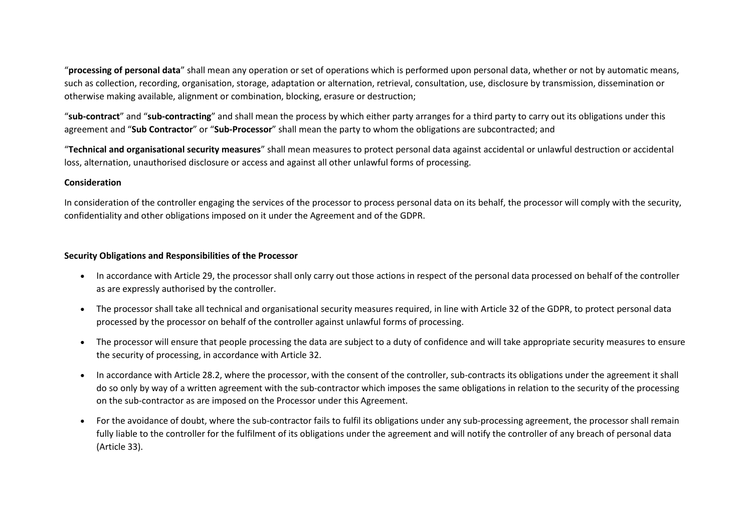"**processing of personal data**" shall mean any operation or set of operations which is performed upon personal data, whether or not by automatic means, such as collection, recording, organisation, storage, adaptation or alternation, retrieval, consultation, use, disclosure by transmission, dissemination or otherwise making available, alignment or combination, blocking, erasure or destruction;

"**sub-contract**" and "**sub-contracting**" and shall mean the process by which either party arranges for a third party to carry out its obligations under this agreement and "**Sub Contractor**" or "**Sub-Processor**" shall mean the party to whom the obligations are subcontracted; and

"**Technical and organisational security measures**" shall mean measures to protect personal data against accidental or unlawful destruction or accidental loss, alternation, unauthorised disclosure or access and against all other unlawful forms of processing.

**Consideration**

In consideration of the controller engaging the services of the processor to process personal data on its behalf, the processor will comply with the security, confidentiality and other obligations imposed on it under the Agreement and of the GDPR.

**Security Obligations and Responsibilities of the Processor**

- In accordance with Article 29, the processor shall only carry out those actions in respect of the personal data processed on behalf of the controller as are expressly authorised by the controller.
- The processor shall take all technical and organisational security measures required, in line with Article 32 of the GDPR, to protect personal data processed by the processor on behalf of the controller against unlawful forms of processing.
- The processor will ensure that people processing the data are subject to a duty of confidence and will take appropriate security measures to ensure the security of processing, in accordance with Article 32.
- In accordance with Article 28.2, where the processor, with the consent of the controller, sub-contracts its obligations under the agreement it shall do so only by way of a written agreement with the sub-contractor which imposes the same obligations in relation to the security of the processing on the sub-contractor as are imposed on the Processor under this Agreement.
- For the avoidance of doubt, where the sub-contractor fails to fulfil its obligations under any sub-processing agreement, the processor shall remain fully liable to the controller for the fulfilment of its obligations under the agreement and will notify the controller of any breach of personal data (Article 33).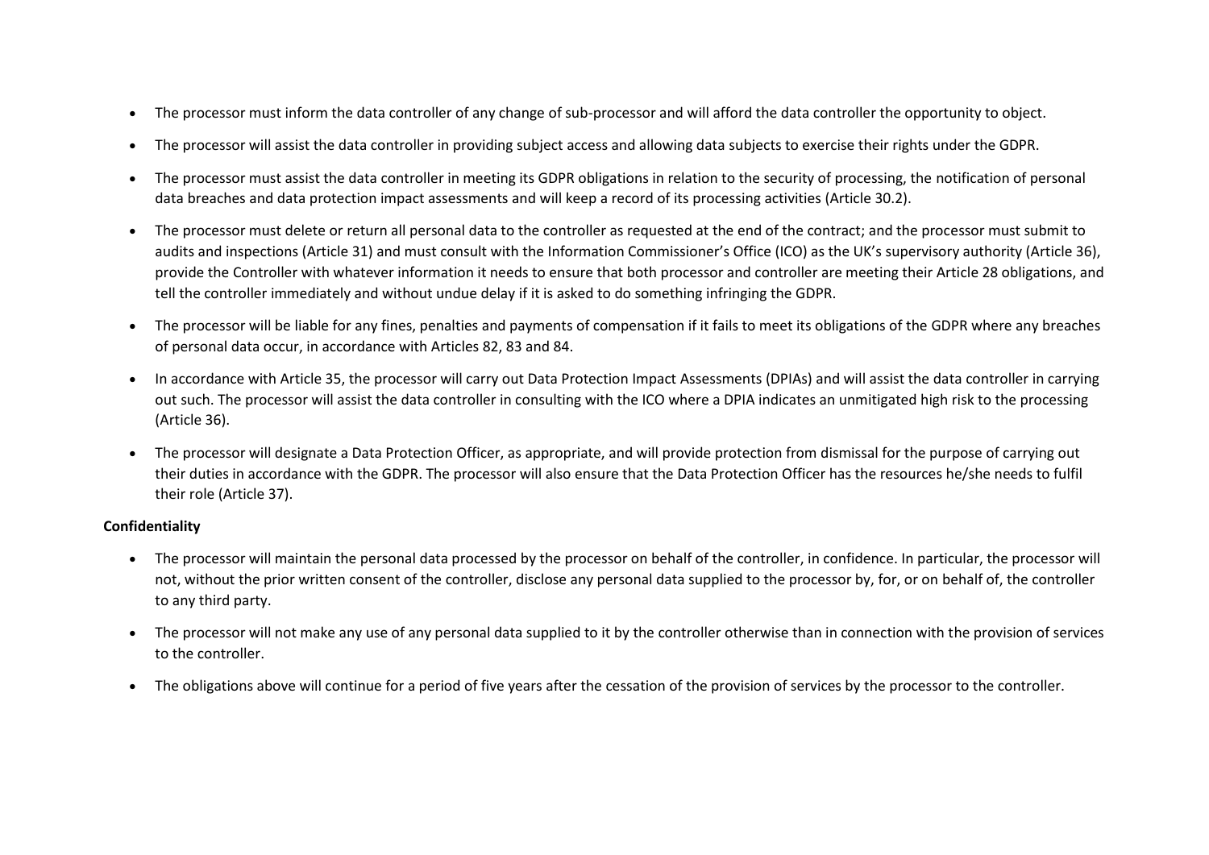- The processor must inform the data controller of any change of sub-processor and will afford the data controller the opportunity to object.
- The processor will assist the data controller in providing subject access and allowing data subjects to exercise their rights under the GDPR.
- The processor must assist the data controller in meeting its GDPR obligations in relation to the security of processing, the notification of personal data breaches and data protection impact assessments and will keep a record of its processing activities (Article 30.2).
- The processor must delete or return all personal data to the controller as requested at the end of the contract; and the processor must submit to audits and inspections (Article 31) and must consult with the Information Commissioner's Office (ICO) as the UK's supervisory authority (Article 36), provide the Controller with whatever information it needs to ensure that both processor and controller are meeting their Article 28 obligations, and tell the controller immediately and without undue delay if it is asked to do something infringing the GDPR.
- The processor will be liable for any fines, penalties and payments of compensation if it fails to meet its obligations of the GDPR where any breaches of personal data occur, in accordance with Articles 82, 83 and 84.
- In accordance with Article 35, the processor will carry out Data Protection Impact Assessments (DPIAs) and will assist the data controller in carrying out such. The processor will assist the data controller in consulting with the ICO where a DPIA indicates an unmitigated high risk to the processing (Article 36).
- The processor will designate a Data Protection Officer, as appropriate, and will provide protection from dismissal for the purpose of carrying out their duties in accordance with the GDPR. The processor will also ensure that the Data Protection Officer has the resources he/she needs to fulfil their role (Article 37).

**Confidentiality**

- The processor will maintain the personal data processed by the processor on behalf of the controller, in confidence. In particular, the processor will not, without the prior written consent of the controller, disclose any personal data supplied to the processor by, for, or on behalf of, the controller to any third party.
- The processor will not make any use of any personal data supplied to it by the controller otherwise than in connection with the provision of services to the controller.
- The obligations above will continue for a period of five years after the cessation of the provision of services by the processor to the controller.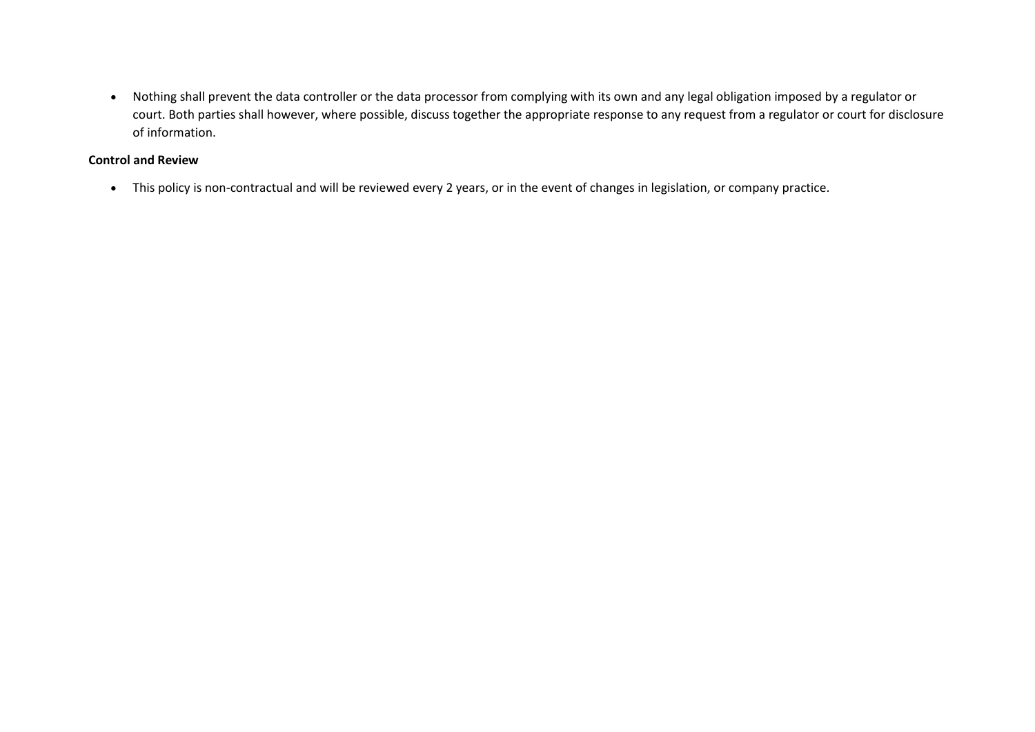- Nothing shall prevent the data controller or the data processor from complying with its own and any legal obligation imposed by a regulator or court. Both parties shall however, where possible, discuss together the appropriate response to any request from a regulator or court for disclosure of information.

**Control and Review**

- This policy is non-contractual and will be reviewed every 2 years, or in the event of changes in legislation, or company practice.